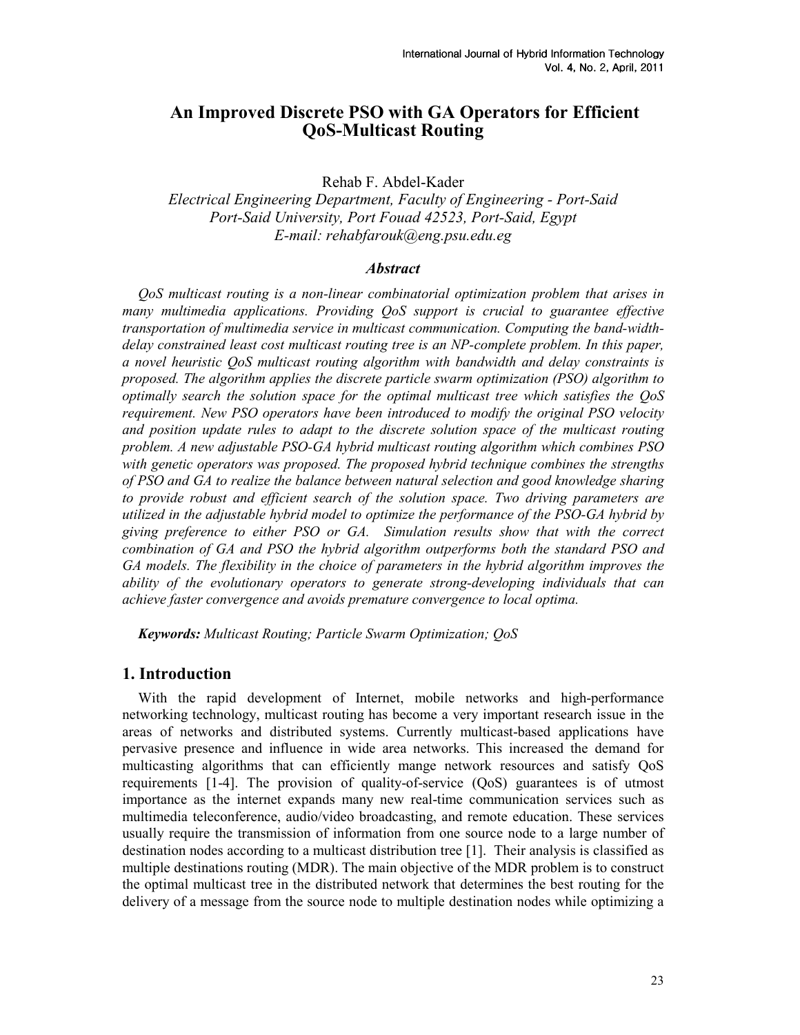# An Improved Discrete PSO with GA Operators for Efficient QoS-Multicast Routing

Rehab F. Abdel-Kader
*Electrical Engineering Department, Faculty of Engineering - Port-Said*
*Port-Said University, Port Fouad 42523, Port-Said, Egypt*
*E-mail: rehabfarouk@eng.psu.edu.eg*

### *Abstract*

*QoS multicast routing is a non-linear combinatorial optimization problem that arises in many multimedia applications. Providing QoS support is crucial to guarantee effective transportation of multimedia service in multicast communication. Computing the band-width-delay constrained least cost multicast routing tree is an NP-complete problem. In this paper, a novel heuristic QoS multicast routing algorithm with bandwidth and delay constraints is proposed. The algorithm applies the discrete particle swarm optimization (PSO) algorithm to optimally search the solution space for the optimal multicast tree which satisfies the QoS requirement. New PSO operators have been introduced to modify the original PSO velocity and position update rules to adapt to the discrete solution space of the multicast routing problem. A new adjustable PSO-GA hybrid multicast routing algorithm which combines PSO with genetic operators was proposed. The proposed hybrid technique combines the strengths of PSO and GA to realize the balance between natural selection and good knowledge sharing to provide robust and efficient search of the solution space. Two driving parameters are utilized in the adjustable hybrid model to optimize the performance of the PSO-GA hybrid by giving preference to either PSO or GA. Simulation results show that with the correct combination of GA and PSO the hybrid algorithm outperforms both the standard PSO and GA models. The flexibility in the choice of parameters in the hybrid algorithm improves the ability of the evolutionary operators to generate strong-developing individuals that can achieve faster convergence and avoids premature convergence to local optima.*

***Keywords:*** *Multicast Routing; Particle Swarm Optimization; QoS*

## 1. Introduction

With the rapid development of Internet, mobile networks and high-performance networking technology, multicast routing has become a very important research issue in the areas of networks and distributed systems. Currently multicast-based applications have pervasive presence and influence in wide area networks. This increased the demand for multicasting algorithms that can efficiently mange network resources and satisfy QoS requirements [1-4]. The provision of quality-of-service (QoS) guarantees is of utmost importance as the internet expands many new real-time communication services such as multimedia teleconference, audio/video broadcasting, and remote education. These services usually require the transmission of information from one source node to a large number of destination nodes according to a multicast distribution tree [1]. Their analysis is classified as multiple destinations routing (MDR). The main objective of the MDR problem is to construct the optimal multicast tree in the distributed network that determines the best routing for the delivery of a message from the source node to multiple destination nodes while optimizing a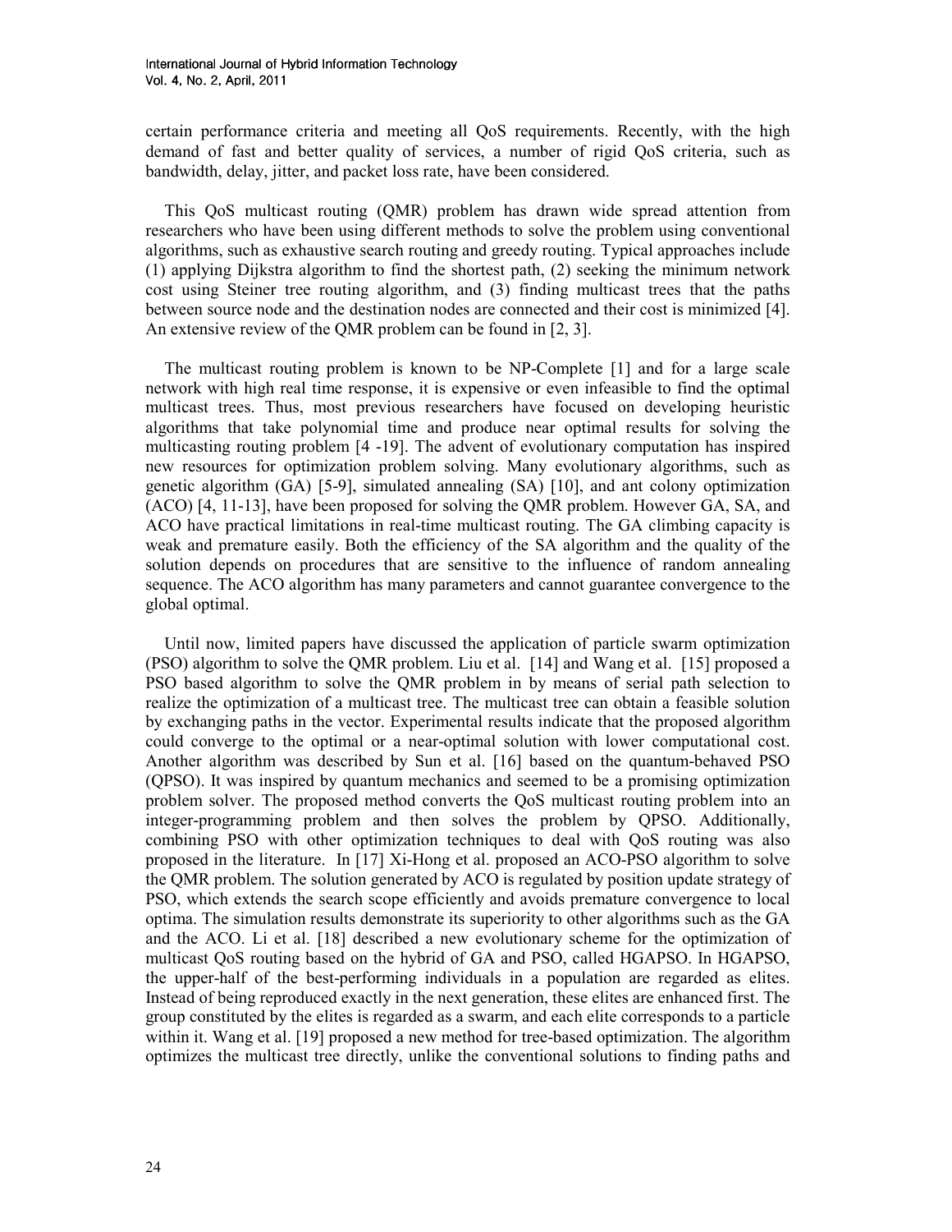certain performance criteria and meeting all QoS requirements. Recently, with the high demand of fast and better quality of services, a number of rigid QoS criteria, such as bandwidth, delay, jitter, and packet loss rate, have been considered.

This QoS multicast routing (QMR) problem has drawn wide spread attention from researchers who have been using different methods to solve the problem using conventional algorithms, such as exhaustive search routing and greedy routing. Typical approaches include (1) applying Dijkstra algorithm to find the shortest path, (2) seeking the minimum network cost using Steiner tree routing algorithm, and (3) finding multicast trees that the paths between source node and the destination nodes are connected and their cost is minimized [4]. An extensive review of the QMR problem can be found in [2, 3].

The multicast routing problem is known to be NP-Complete [1] and for a large scale network with high real time response, it is expensive or even infeasible to find the optimal multicast trees. Thus, most previous researchers have focused on developing heuristic algorithms that take polynomial time and produce near optimal results for solving the multicasting routing problem [4 -19]. The advent of evolutionary computation has inspired new resources for optimization problem solving. Many evolutionary algorithms, such as genetic algorithm (GA) [5-9], simulated annealing (SA) [10], and ant colony optimization (ACO) [4, 11-13], have been proposed for solving the QMR problem. However GA, SA, and ACO have practical limitations in real-time multicast routing. The GA climbing capacity is weak and premature easily. Both the efficiency of the SA algorithm and the quality of the solution depends on procedures that are sensitive to the influence of random annealing sequence. The ACO algorithm has many parameters and cannot guarantee convergence to the global optimal.

Until now, limited papers have discussed the application of particle swarm optimization (PSO) algorithm to solve the QMR problem. Liu et al. [14] and Wang et al. [15] proposed a PSO based algorithm to solve the QMR problem in by means of serial path selection to realize the optimization of a multicast tree. The multicast tree can obtain a feasible solution by exchanging paths in the vector. Experimental results indicate that the proposed algorithm could converge to the optimal or a near-optimal solution with lower computational cost. Another algorithm was described by Sun et al. [16] based on the quantum-behaved PSO (QPSO). It was inspired by quantum mechanics and seemed to be a promising optimization problem solver. The proposed method converts the QoS multicast routing problem into an integer-programming problem and then solves the problem by QPSO. Additionally, combining PSO with other optimization techniques to deal with QoS routing was also proposed in the literature. In [17] Xi-Hong et al. proposed an ACO-PSO algorithm to solve the QMR problem. The solution generated by ACO is regulated by position update strategy of PSO, which extends the search scope efficiently and avoids premature convergence to local optima. The simulation results demonstrate its superiority to other algorithms such as the GA and the ACO. Li et al. [18] described a new evolutionary scheme for the optimization of multicast QoS routing based on the hybrid of GA and PSO, called HGAPSO. In HGAPSO, the upper-half of the best-performing individuals in a population are regarded as elites. Instead of being reproduced exactly in the next generation, these elites are enhanced first. The group constituted by the elites is regarded as a swarm, and each elite corresponds to a particle within it. Wang et al. [19] proposed a new method for tree-based optimization. The algorithm optimizes the multicast tree directly, unlike the conventional solutions to finding paths and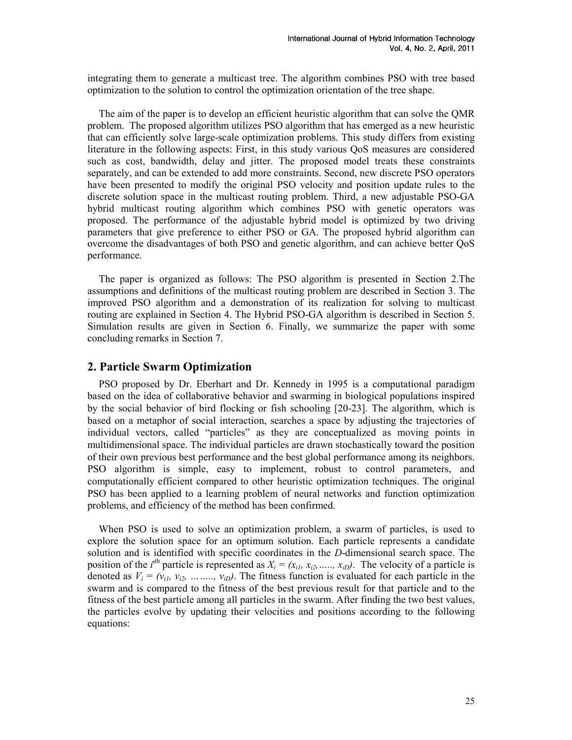integrating them to generate a multicast tree. The algorithm combines PSO with tree based optimization to the solution to control the optimization orientation of the tree shape.

The aim of the paper is to develop an efficient heuristic algorithm that can solve the QMR problem. The proposed algorithm utilizes PSO algorithm that has emerged as a new heuristic that can efficiently solve large-scale optimization problems. This study differs from existing literature in the following aspects: First, in this study various QoS measures are considered such as cost, bandwidth, delay and jitter. The proposed model treats these constraints separately, and can be extended to add more constraints. Second, new discrete PSO operators have been presented to modify the original PSO velocity and position update rules to the discrete solution space in the multicast routing problem. Third, a new adjustable PSO-GA hybrid multicast routing algorithm which combines PSO with genetic operators was proposed. The performance of the adjustable hybrid model is optimized by two driving parameters that give preference to either PSO or GA. The proposed hybrid algorithm can overcome the disadvantages of both PSO and genetic algorithm, and can achieve better QoS performance.

The paper is organized as follows: The PSO algorithm is presented in Section 2.The assumptions and definitions of the multicast routing problem are described in Section 3. The improved PSO algorithm and a demonstration of its realization for solving to multicast routing are explained in Section 4. The Hybrid PSO-GA algorithm is described in Section 5. Simulation results are given in Section 6. Finally, we summarize the paper with some concluding remarks in Section 7.

## 2. Particle Swarm Optimization

PSO proposed by Dr. Eberhart and Dr. Kennedy in 1995 is a computational paradigm based on the idea of collaborative behavior and swarming in biological populations inspired by the social behavior of bird flocking or fish schooling [20-23]. The algorithm, which is based on a metaphor of social interaction, searches a space by adjusting the trajectories of individual vectors, called "particles" as they are conceptualized as moving points in multidimensional space. The individual particles are drawn stochastically toward the position of their own previous best performance and the best global performance among its neighbors. PSO algorithm is simple, easy to implement, robust to control parameters, and computationally efficient compared to other heuristic optimization techniques. The original PSO has been applied to a learning problem of neural networks and function optimization problems, and efficiency of the method has been confirmed.

When PSO is used to solve an optimization problem, a swarm of particles, is used to explore the solution space for an optimum solution. Each particle represents a candidate solution and is identified with specific coordinates in the $D$-dimensional search space. The position of the $i^{th}$ particle is represented as $X_i = (x_{i1}, x_{i2}, \ldots\ldots, x_{iD})$. The velocity of a particle is denoted as $V_i = (v_{i1}, v_{i2}, \ldots\ldots\ldots, v_{iD})$. The fitness function is evaluated for each particle in the swarm and is compared to the fitness of the best previous result for that particle and to the fitness of the best particle among all particles in the swarm. After finding the two best values, the particles evolve by updating their velocities and positions according to the following equations: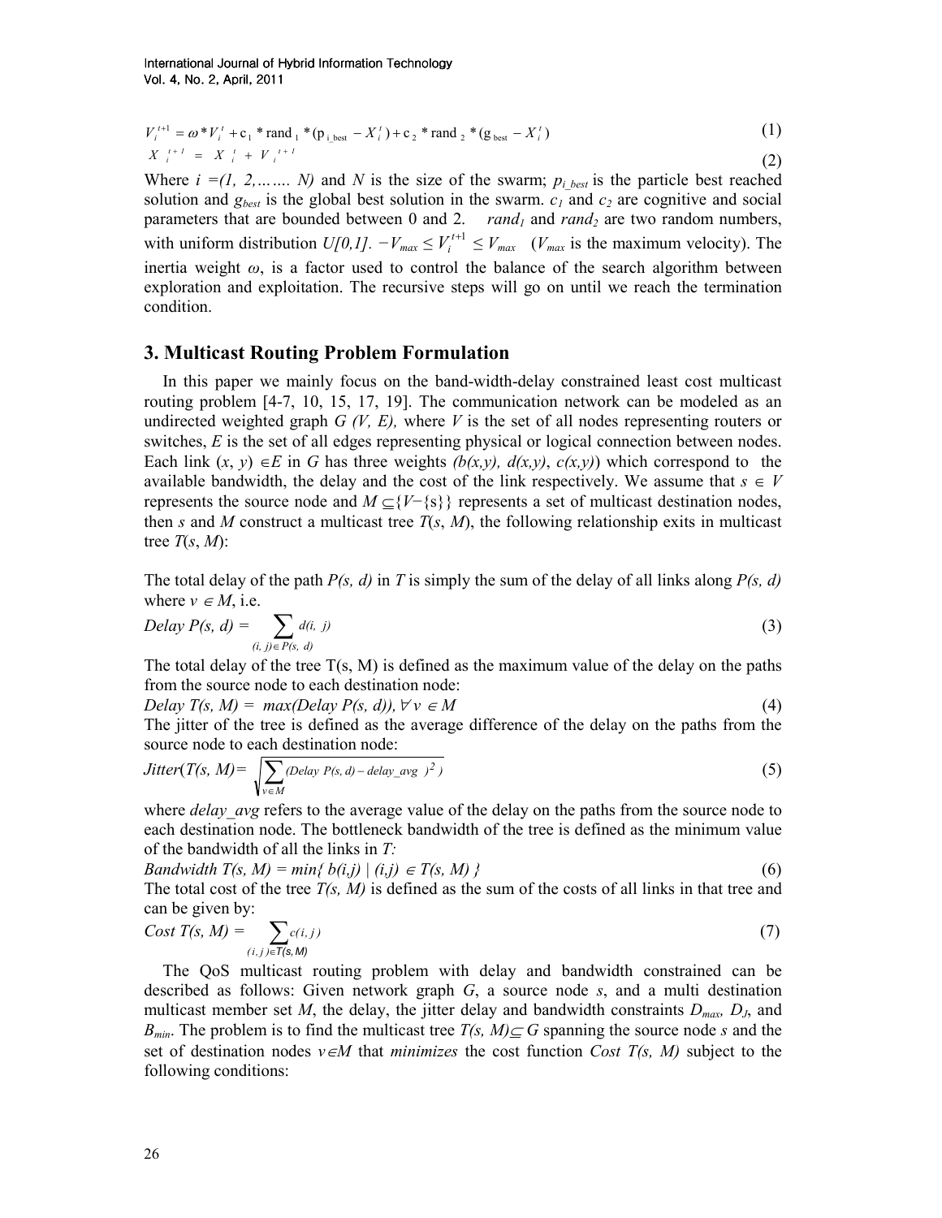$$V_i^{t+1} = \omega * V_i^t + c_1 * \text{rand}_1 * (p_{i\_best} - X_i^t) + c_2 * \text{rand}_2 * (g_{best} - X_i^t) \quad (1)$$

$$X_i^{t+1} = X_i^t + V_i^{t+1} \quad (2)$$

Where $i = (1, 2, \ldots\ldots N)$ and $N$ is the size of the swarm; $p_{i\_best}$ is the particle best reached solution and $g_{best}$ is the global best solution in the swarm. $c_1$ and $c_2$ are cognitive and social parameters that are bounded between 0 and 2. $rand_1$ and $rand_2$ are two random numbers, with uniform distribution $U[0,1]$. $-V_{max} \leq V_i^{t+1} \leq V_{max}$ ($V_{max}$ is the maximum velocity). The inertia weight $\omega$, is a factor used to control the balance of the search algorithm between exploration and exploitation. The recursive steps will go on until we reach the termination condition.

## 3. Multicast Routing Problem Formulation

In this paper we mainly focus on the band-width-delay constrained least cost multicast routing problem [4-7, 10, 15, 17, 19]. The communication network can be modeled as an undirected weighted graph $G(V, E)$, where $V$ is the set of all nodes representing routers or switches, $E$ is the set of all edges representing physical or logical connection between nodes. Each link $(x, y) \in E$ in $G$ has three weights $(b(x,y), d(x,y), c(x,y))$ which correspond to the available bandwidth, the delay and the cost of the link respectively. We assume that $s \in V$ represents the source node and $M \subseteq \{V - \{s\}\}$ represents a set of multicast destination nodes, then $s$ and $M$ construct a multicast tree $T(s, M)$, the following relationship exits in multicast tree $T(s, M)$:

The total delay of the path $P(s, d)$ in $T$ is simply the sum of the delay of all links along $P(s, d)$ where $v \in M$, i.e.

$$Delay\ P(s, d) = \sum_{(i,\ j) \in P(s,\ d)} d(i,\ j) \quad (3)$$

The total delay of the tree T(s, M) is defined as the maximum value of the delay on the paths from the source node to each destination node:

$$Delay\ T(s, M) = \max(Delay\ P(s, d)), \forall v \in M \quad (4)$$

The jitter of the tree is defined as the average difference of the delay on the paths from the source node to each destination node:

$$Jitter(T(s, M)) = \sqrt{\sum_{v \in M} (Delay\ P(s, d) - delay\_avg\ )^2\ )} \quad (5)$$

where *delay_avg* refers to the average value of the delay on the paths from the source node to each destination node. The bottleneck bandwidth of the tree is defined as the minimum value of the bandwidth of all the links in $T$:

$$Bandwidth\ T(s, M) = \min\{\ b(i,j) \mid (i,j) \in T(s, M)\ \} \quad (6)$$

The total cost of the tree $T(s, M)$ is defined as the sum of the costs of all links in that tree and can be given by:

$$Cost\ T(s, M) = \sum_{(i,j) \in T(s, M)} c(i, j) \quad (7)$$

The QoS multicast routing problem with delay and bandwidth constrained can be described as follows: Given network graph $G$, a source node $s$, and a multi destination multicast member set $M$, the delay, the jitter delay and bandwidth constraints $D_{max}$, $D_J$, and $B_{min}$. The problem is to find the multicast tree $T(s, M) \subseteq G$ spanning the source node $s$ and the set of destination nodes $v \in M$ that *minimizes* the cost function *Cost T(s, M)* subject to the following conditions: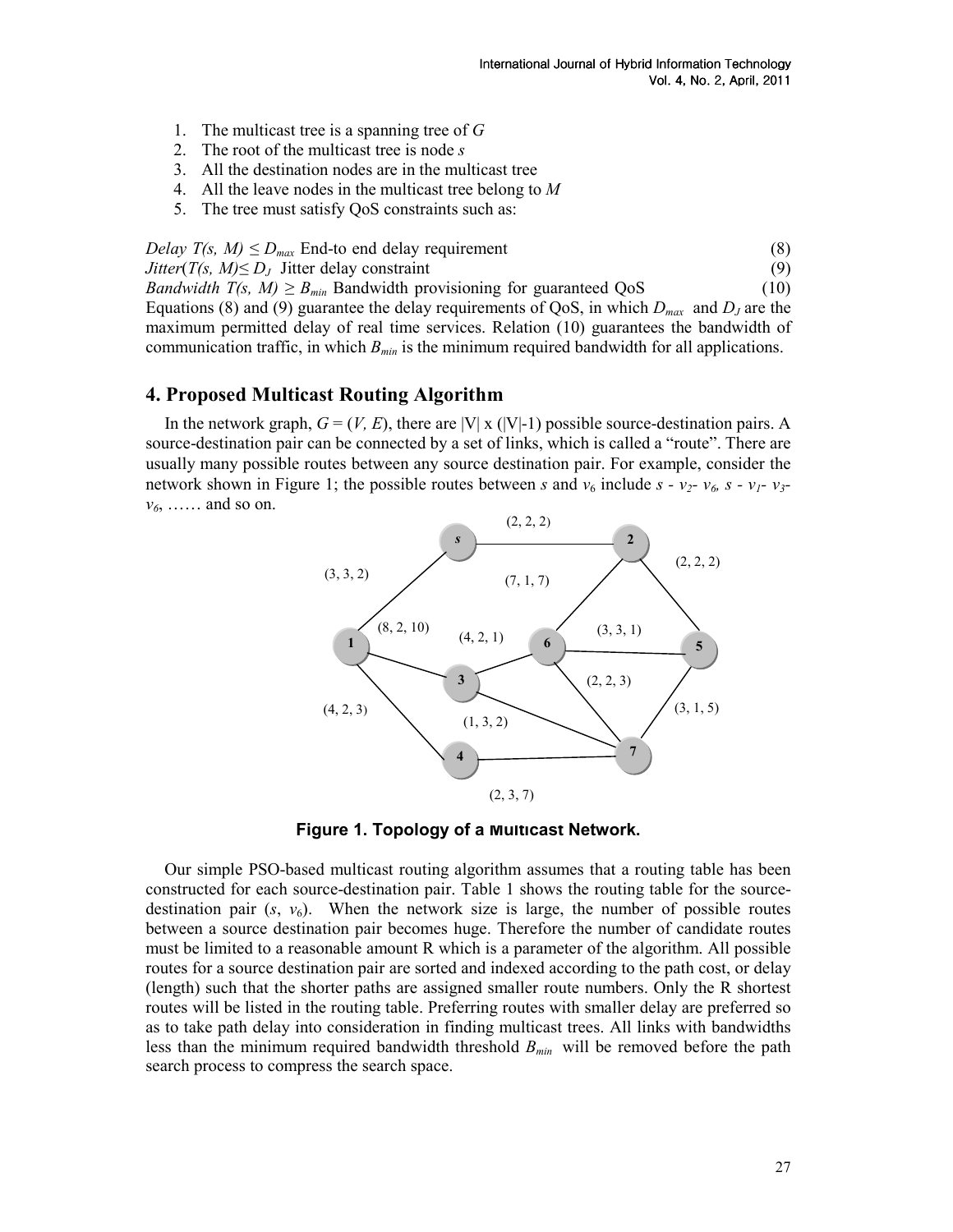1. The multicast tree is a spanning tree of $G$
2. The root of the multicast tree is node $s$
3. All the destination nodes are in the multicast tree
4. All the leave nodes in the multicast tree belong to $M$
5. The tree must satisfy QoS constraints such as:

*Delay* $T(s, M) \leq D_{max}$ End-to end delay requirement (8)

*Jitter*$(T(s, M) \leq D_J$ Jitter delay constraint (9)

*Bandwidth* $T(s, M) \geq B_{min}$ Bandwidth provisioning for guaranteed QoS (10)

Equations (8) and (9) guarantee the delay requirements of QoS, in which $D_{max}$ and $D_J$ are the maximum permitted delay of real time services. Relation (10) guarantees the bandwidth of communication traffic, in which $B_{min}$ is the minimum required bandwidth for all applications.

## 4. Proposed Multicast Routing Algorithm

In the network graph, $G = (V, E)$, there are $|V| \times (|V|-1)$ possible source-destination pairs. A source-destination pair can be connected by a set of links, which is called a "route". There are usually many possible routes between any source destination pair. For example, consider the network shown in Figure 1; the possible routes between $s$ and $v_6$ include $s$ - $v_2$- $v_6$, $s$ - $v_1$- $v_3$- $v_6$, …… and so on.

**Figure 1. Topology of a Multicast Network.**

Our simple PSO-based multicast routing algorithm assumes that a routing table has been constructed for each source-destination pair. Table 1 shows the routing table for the source-destination pair ($s$, $v_6$). When the network size is large, the number of possible routes between a source destination pair becomes huge. Therefore the number of candidate routes must be limited to a reasonable amount R which is a parameter of the algorithm. All possible routes for a source destination pair are sorted and indexed according to the path cost, or delay (length) such that the shorter paths are assigned smaller route numbers. Only the R shortest routes will be listed in the routing table. Preferring routes with smaller delay are preferred so as to take path delay into consideration in finding multicast trees. All links with bandwidths less than the minimum required bandwidth threshold $B_{min}$ will be removed before the path search process to compress the search space.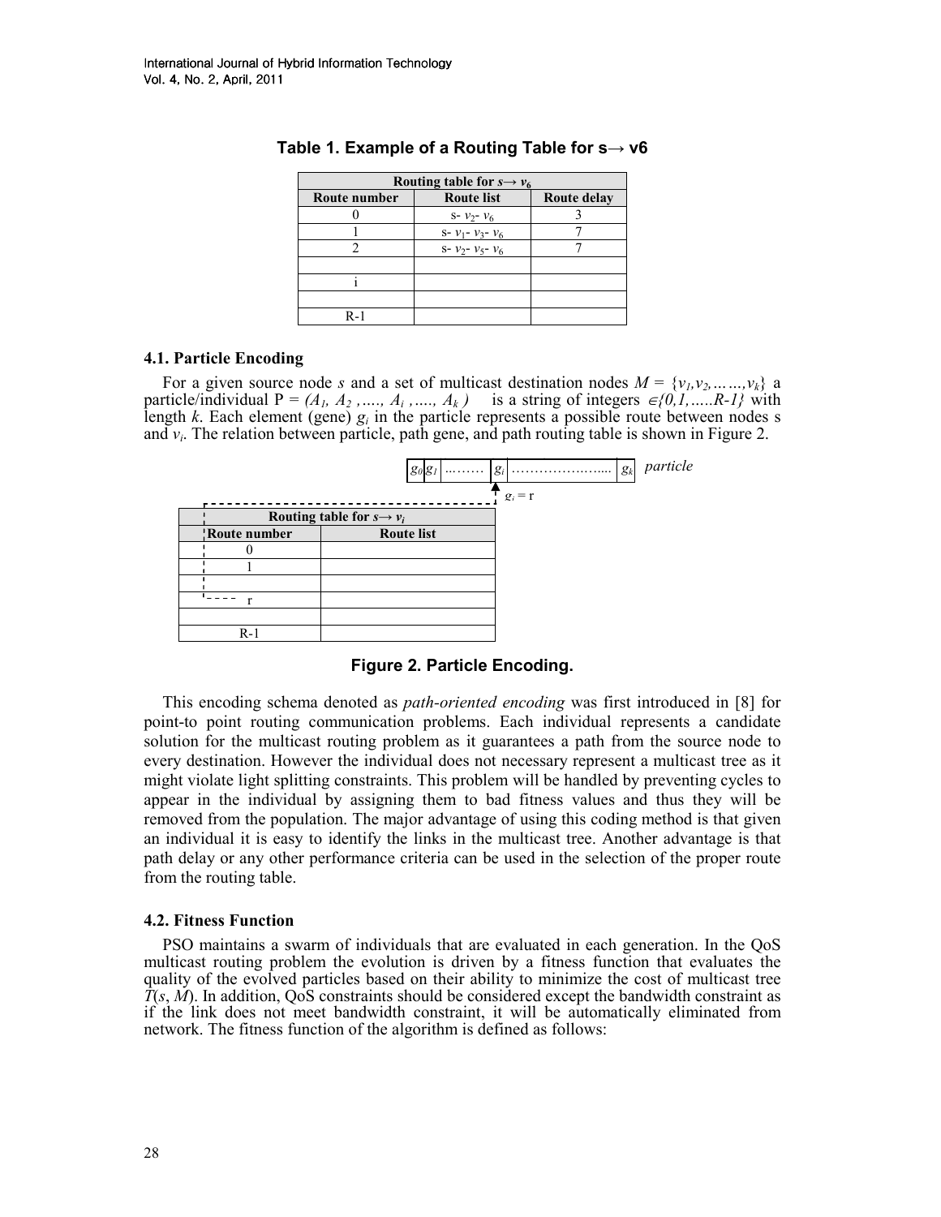**Table 1. Example of a Routing Table for s→ v6**

| Routing table for $s \rightarrow v_6$ | | |
|---|---|---|
| Route number | Route list | Route delay |
| 0 | s- $v_2$- $v_6$ | 3 |
| 1 | s- $v_1$- $v_3$- $v_6$ | 7 |
| 2 | s- $v_2$- $v_5$- $v_6$ | 7 |
| | | |
| i | | |
| | | |
| R-1 | | |

### 4.1. Particle Encoding

For a given source node $s$ and a set of multicast destination nodes $M = \{v_1, v_2, \ldots\ldots, v_k\}$ a particle/individual P = $(A_1, A_2, \ldots., A_i, \ldots., A_k)$ is a string of integers $\in \{0, 1, \ldots.. R-1\}$ with length $k$. Each element (gene) $g_i$ in the particle represents a possible route between nodes s and $v_i$. The relation between particle, path gene, and path routing table is shown in Figure 2.

particle: $g_0$ $g_1$ ……… $g_i$ ………………….. $g_k$, with $g_i = r$ pointing to route r of the routing table below.

| Routing table for $s \rightarrow v_i$ | |
|---|---|
| Route number | Route list |
| 0 | |
| 1 | |
| | |
| r | |
| | |
| R-1 | |

**Figure 2. Particle Encoding.**

This encoding schema denoted as *path-oriented encoding* was first introduced in [8] for point-to point routing communication problems. Each individual represents a candidate solution for the multicast routing problem as it guarantees a path from the source node to every destination. However the individual does not necessary represent a multicast tree as it might violate light splitting constraints. This problem will be handled by preventing cycles to appear in the individual by assigning them to bad fitness values and thus they will be removed from the population. The major advantage of using this coding method is that given an individual it is easy to identify the links in the multicast tree. Another advantage is that path delay or any other performance criteria can be used in the selection of the proper route from the routing table.

### 4.2. Fitness Function

PSO maintains a swarm of individuals that are evaluated in each generation. In the QoS multicast routing problem the evolution is driven by a fitness function that evaluates the quality of the evolved particles based on their ability to minimize the cost of multicast tree $T(s, M)$. In addition, QoS constraints should be considered except the bandwidth constraint as if the link does not meet bandwidth constraint, it will be automatically eliminated from network. The fitness function of the algorithm is defined as follows: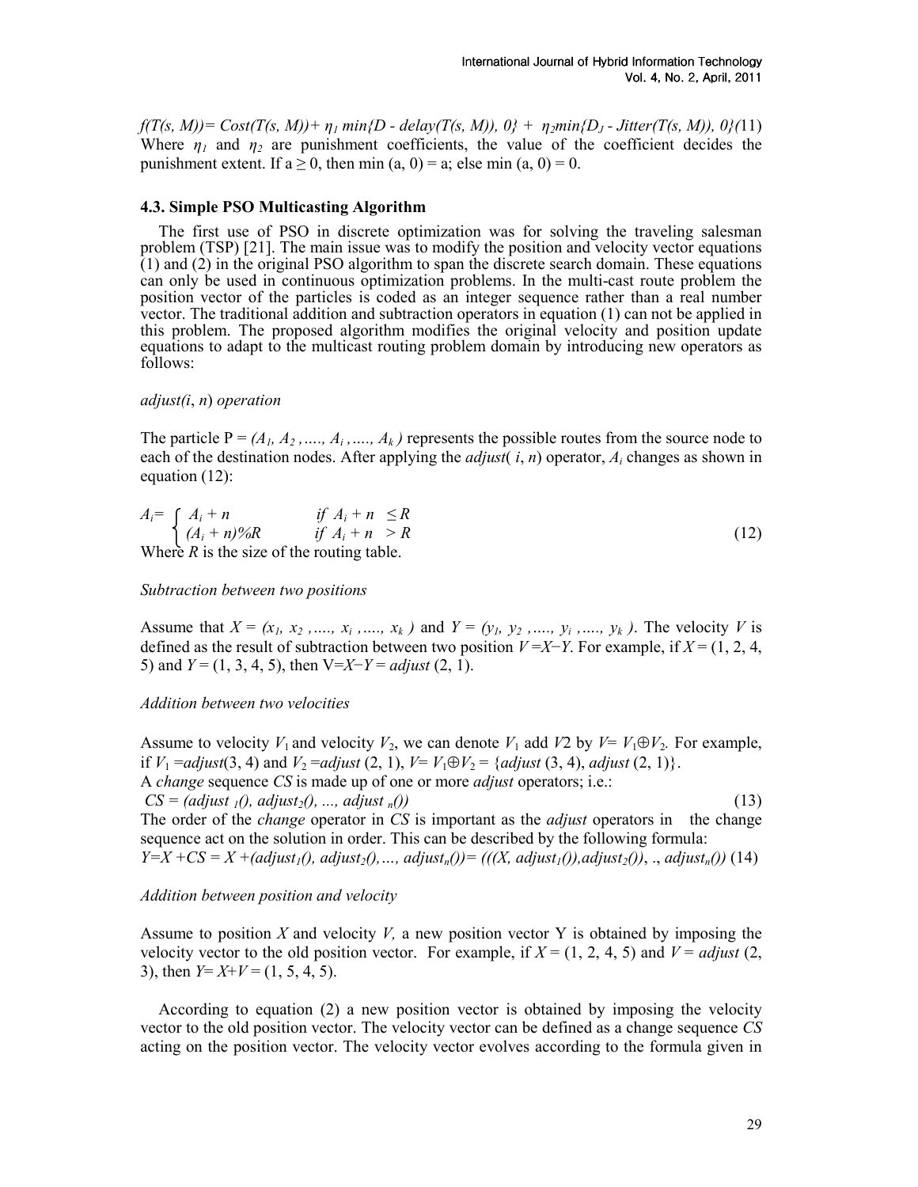$f(T(s, M))= Cost(T(s, M))+ \eta_1 \min\{D - delay(T(s, M)), 0\} + \eta_2 \min\{D_J - Jitter(T(s, M)), 0\}$ (11)

Where $\eta_1$ and $\eta_2$ are punishment coefficients, the value of the coefficient decides the punishment extent. If $a \geq 0$, then min (a, 0) = a; else min (a, 0) = 0.

### 4.3. Simple PSO Multicasting Algorithm

The first use of PSO in discrete optimization was for solving the traveling salesman problem (TSP) [21]. The main issue was to modify the position and velocity vector equations (1) and (2) in the original PSO algorithm to span the discrete search domain. These equations can only be used in continuous optimization problems. In the multi-cast route problem the position vector of the particles is coded as an integer sequence rather than a real number vector. The traditional addition and subtraction operators in equation (1) can not be applied in this problem. The proposed algorithm modifies the original velocity and position update equations to adapt to the multicast routing problem domain by introducing new operators as follows:

*adjust(i, n) operation*

The particle P = $(A_1, A_2, \ldots, A_i, \ldots, A_k)$ represents the possible routes from the source node to each of the destination nodes. After applying the *adjust*( *i*, *n*) operator, $A_i$ changes as shown in equation (12):

$$A_i = \begin{cases} A_i + n & \text{if } A_i + n \leq R \\ (A_i + n)\%R & \text{if } A_i + n > R \end{cases} \tag{12}$$

Where *R* is the size of the routing table.

*Subtraction between two positions*

Assume that $X = (x_1, x_2, \ldots, x_i, \ldots, x_k)$ and $Y = (y_1, y_2, \ldots, y_i, \ldots, y_k)$. The velocity *V* is defined as the result of subtraction between two position $V = X - Y$. For example, if *X* = (1, 2, 4, 5) and *Y* = (1, 3, 4, 5), then $V = X - Y$ = *adjust* (2, 1).

*Addition between two velocities*

Assume to velocity $V_1$ and velocity $V_2$, we can denote $V_1$ add $V2$ by $V = V_1 \oplus V_2$. For example, if $V_1$ =*adjust*(3, 4) and $V_2$ =*adjust* (2, 1), $V = V_1 \oplus V_2$ = {*adjust* (3, 4), *adjust* (2, 1)}.

A *change* sequence *CS* is made up of one or more *adjust* operators; i.e.:

$$CS = (adjust_1(), adjust_2(), \ldots, adjust_n()) \tag{13}$$

The order of the *change* operator in *CS* is important as the *adjust* operators in the change sequence act on the solution in order. This can be described by the following formula:

$$Y = X + CS = X + (adjust_1(), adjust_2(), \ldots, adjust_n()) = (((X, adjust_1()), adjust_2()), ., adjust_n()) \tag{14}$$

*Addition between position and velocity*

Assume to position *X* and velocity *V,* a new position vector Y is obtained by imposing the velocity vector to the old position vector. For example, if *X* = (1, 2, 4, 5) and *V* = *adjust* (2, 3), then $Y = X + V$ = (1, 5, 4, 5).

According to equation (2) a new position vector is obtained by imposing the velocity vector to the old position vector. The velocity vector can be defined as a change sequence *CS* acting on the position vector. The velocity vector evolves according to the formula given in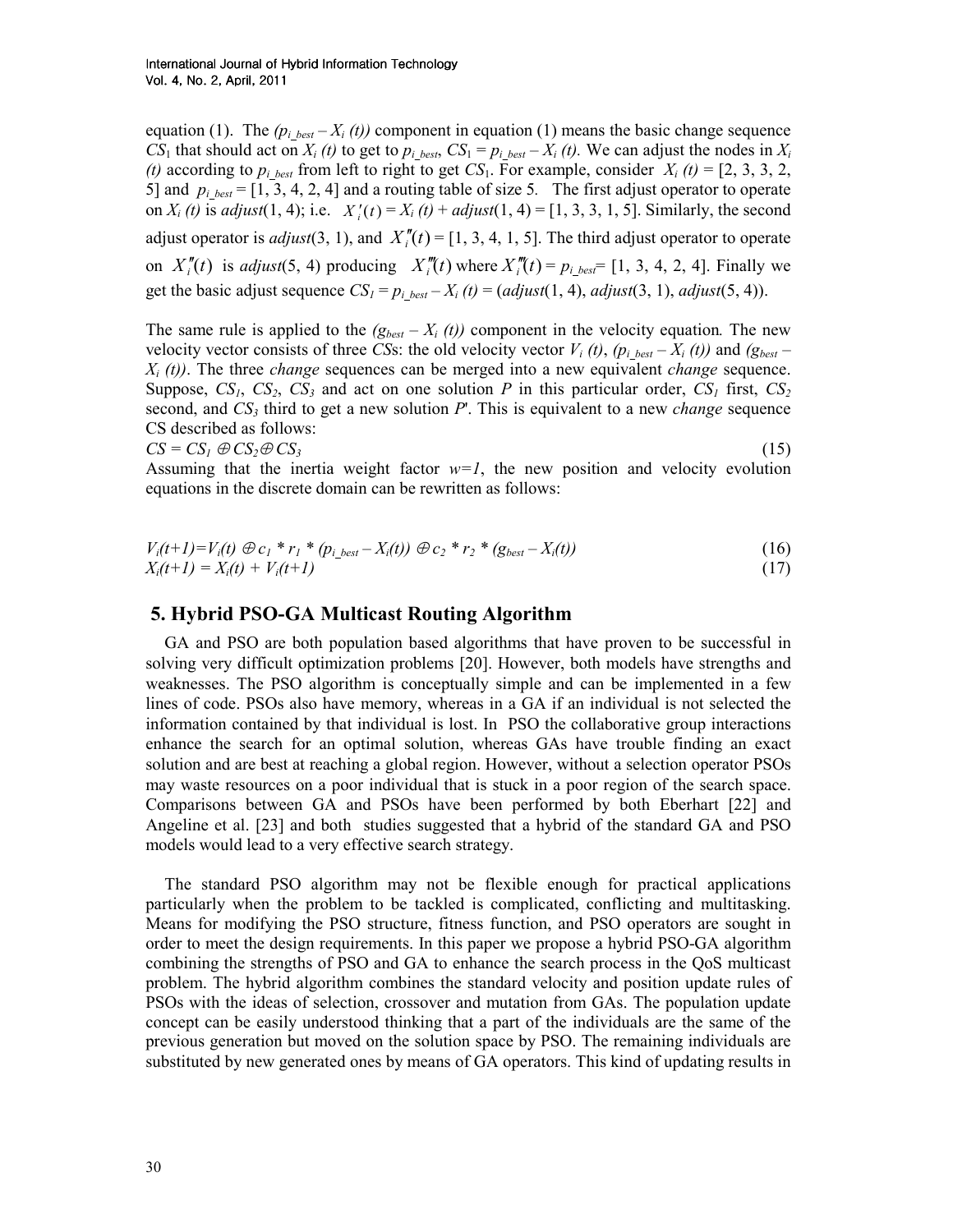equation (1). The $(p_{i\_best} - X_i(t))$ component in equation (1) means the basic change sequence $CS_1$ that should act on $X_i(t)$ to get to $p_{i\_best}$, $CS_1 = p_{i\_best} - X_i(t)$. We can adjust the nodes in $X_i(t)$ according to $p_{i\_best}$ from left to right to get $CS_1$. For example, consider $X_i(t) = [2, 3, 3, 2, 5]$ and $p_{i\_best} = [1, 3, 4, 2, 4]$ and a routing table of size 5. The first adjust operator to operate on $X_i(t)$ is *adjust*(1, 4); i.e. $X'_i(t) = X_i(t) + adjust(1, 4) = [1, 3, 3, 1, 5]$. Similarly, the second adjust operator is *adjust*(3, 1), and $X''_i(t) = [1, 3, 4, 1, 5]$. The third adjust operator to operate on $X''_i(t)$ is *adjust*(5, 4) producing $X'''_i(t)$ where $X'''_i(t) = p_{i\_best} = [1, 3, 4, 2, 4]$. Finally we get the basic adjust sequence $CS_1 = p_{i\_best} - X_i(t) = (adjust(1, 4), adjust(3, 1), adjust(5, 4))$.

The same rule is applied to the $(g_{best} - X_i(t))$ component in the velocity equation. The new velocity vector consists of three *CS*s: the old velocity vector $V_i(t)$, $(p_{i\_best} - X_i(t))$ and $(g_{best} - X_i(t))$. The three *change* sequences can be merged into a new equivalent *change* sequence. Suppose, $CS_1$, $CS_2$, $CS_3$ and act on one solution $P$ in this particular order, $CS_1$ first, $CS_2$ second, and $CS_3$ third to get a new solution $P'$. This is equivalent to a new *change* sequence CS described as follows:

$$CS = CS_1 \oplus CS_2 \oplus CS_3 \quad (15)$$

Assuming that the inertia weight factor $w=1$, the new position and velocity evolution equations in the discrete domain can be rewritten as follows:

$$V_i(t+1) = V_i(t) \oplus c_1 * r_1 * (p_{i\_best} - X_i(t)) \oplus c_2 * r_2 * (g_{best} - X_i(t)) \quad (16)$$

$$X_i(t+1) = X_i(t) + V_i(t+1) \quad (17)$$

## 5. Hybrid PSO-GA Multicast Routing Algorithm

GA and PSO are both population based algorithms that have proven to be successful in solving very difficult optimization problems [20]. However, both models have strengths and weaknesses. The PSO algorithm is conceptually simple and can be implemented in a few lines of code. PSOs also have memory, whereas in a GA if an individual is not selected the information contained by that individual is lost. In PSO the collaborative group interactions enhance the search for an optimal solution, whereas GAs have trouble finding an exact solution and are best at reaching a global region. However, without a selection operator PSOs may waste resources on a poor individual that is stuck in a poor region of the search space. Comparisons between GA and PSOs have been performed by both Eberhart [22] and Angeline et al. [23] and both studies suggested that a hybrid of the standard GA and PSO models would lead to a very effective search strategy.

The standard PSO algorithm may not be flexible enough for practical applications particularly when the problem to be tackled is complicated, conflicting and multitasking. Means for modifying the PSO structure, fitness function, and PSO operators are sought in order to meet the design requirements. In this paper we propose a hybrid PSO-GA algorithm combining the strengths of PSO and GA to enhance the search process in the QoS multicast problem. The hybrid algorithm combines the standard velocity and position update rules of PSOs with the ideas of selection, crossover and mutation from GAs. The population update concept can be easily understood thinking that a part of the individuals are the same of the previous generation but moved on the solution space by PSO. The remaining individuals are substituted by new generated ones by means of GA operators. This kind of updating results in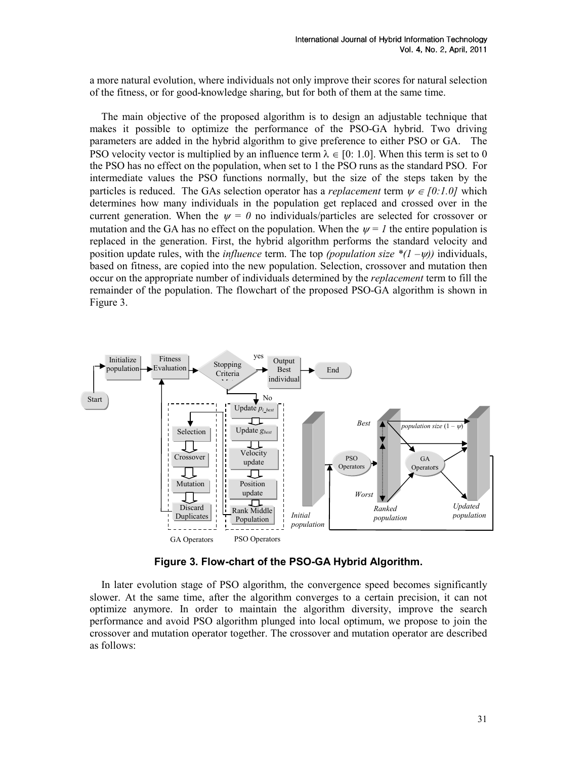a more natural evolution, where individuals not only improve their scores for natural selection of the fitness, or for good-knowledge sharing, but for both of them at the same time.

The main objective of the proposed algorithm is to design an adjustable technique that makes it possible to optimize the performance of the PSO-GA hybrid. Two driving parameters are added in the hybrid algorithm to give preference to either PSO or GA. The PSO velocity vector is multiplied by an influence term $\lambda \in [0: 1.0]$. When this term is set to 0 the PSO has no effect on the population, when set to 1 the PSO runs as the standard PSO. For intermediate values the PSO functions normally, but the size of the steps taken by the particles is reduced. The GAs selection operator has a *replacement* term $\psi \in [0:1.0]$ which determines how many individuals in the population get replaced and crossed over in the current generation. When the $\psi = 0$ no individuals/particles are selected for crossover or mutation and the GA has no effect on the population. When the $\psi = 1$ the entire population is replaced in the generation. First, the hybrid algorithm performs the standard velocity and position update rules, with the *influence* term. The top *(population size* $*(1 - \psi)$*)* individuals, based on fitness, are copied into the new population. Selection, crossover and mutation then occur on the appropriate number of individuals determined by the *replacement* term to fill the remainder of the population. The flowchart of the proposed PSO-GA algorithm is shown in Figure 3.

**Figure 3. Flow-chart of the PSO-GA Hybrid Algorithm.**

In later evolution stage of PSO algorithm, the convergence speed becomes significantly slower. At the same time, after the algorithm converges to a certain precision, it can not optimize anymore. In order to maintain the algorithm diversity, improve the search performance and avoid PSO algorithm plunged into local optimum, we propose to join the crossover and mutation operator together. The crossover and mutation operator are described as follows: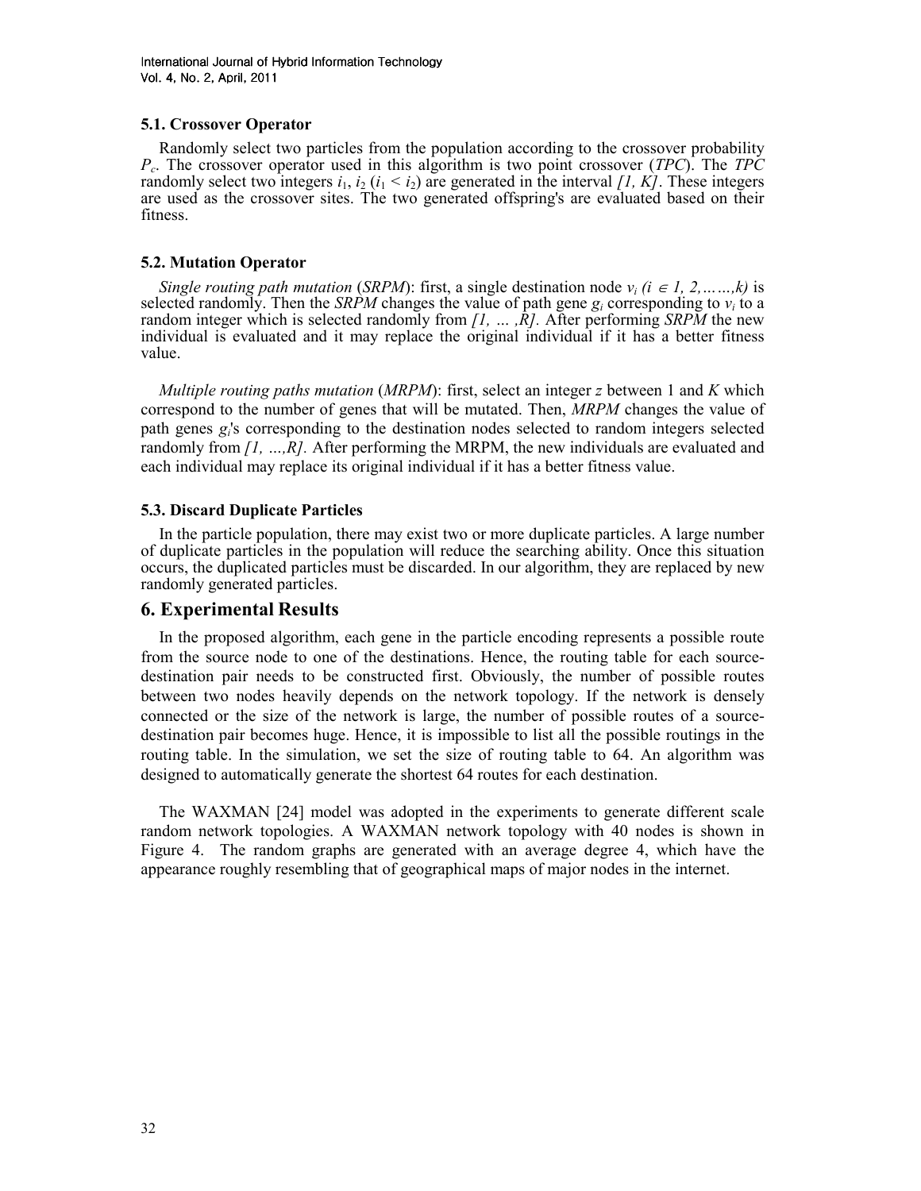### 5.1. Crossover Operator

Randomly select two particles from the population according to the crossover probability $P_c$. The crossover operator used in this algorithm is two point crossover (*TPC*). The *TPC* randomly select two integers $i_1$, $i_2$ ($i_1 < i_2$) are generated in the interval *[1, K]*. These integers are used as the crossover sites. The two generated offspring's are evaluated based on their fitness.

### 5.2. Mutation Operator

*Single routing path mutation* (*SRPM*): first, a single destination node $v_i$ $(i \in 1, 2, \ldots\ldots, k)$ is selected randomly. Then the *SRPM* changes the value of path gene $g_i$ corresponding to $v_i$ to a random integer which is selected randomly from *[1, … ,R]*. After performing *SRPM* the new individual is evaluated and it may replace the original individual if it has a better fitness value.

*Multiple routing paths mutation* (*MRPM*): first, select an integer $z$ between 1 and $K$ which correspond to the number of genes that will be mutated. Then, *MRPM* changes the value of path genes $g_i$'s corresponding to the destination nodes selected to random integers selected randomly from *[1, …,R].* After performing the MRPM, the new individuals are evaluated and each individual may replace its original individual if it has a better fitness value.

### 5.3. Discard Duplicate Particles

In the particle population, there may exist two or more duplicate particles. A large number of duplicate particles in the population will reduce the searching ability. Once this situation occurs, the duplicated particles must be discarded. In our algorithm, they are replaced by new randomly generated particles.

## 6. Experimental Results

In the proposed algorithm, each gene in the particle encoding represents a possible route from the source node to one of the destinations. Hence, the routing table for each source-destination pair needs to be constructed first. Obviously, the number of possible routes between two nodes heavily depends on the network topology. If the network is densely connected or the size of the network is large, the number of possible routes of a source-destination pair becomes huge. Hence, it is impossible to list all the possible routings in the routing table. In the simulation, we set the size of routing table to 64. An algorithm was designed to automatically generate the shortest 64 routes for each destination.

The WAXMAN [24] model was adopted in the experiments to generate different scale random network topologies. A WAXMAN network topology with 40 nodes is shown in Figure 4. The random graphs are generated with an average degree 4, which have the appearance roughly resembling that of geographical maps of major nodes in the internet.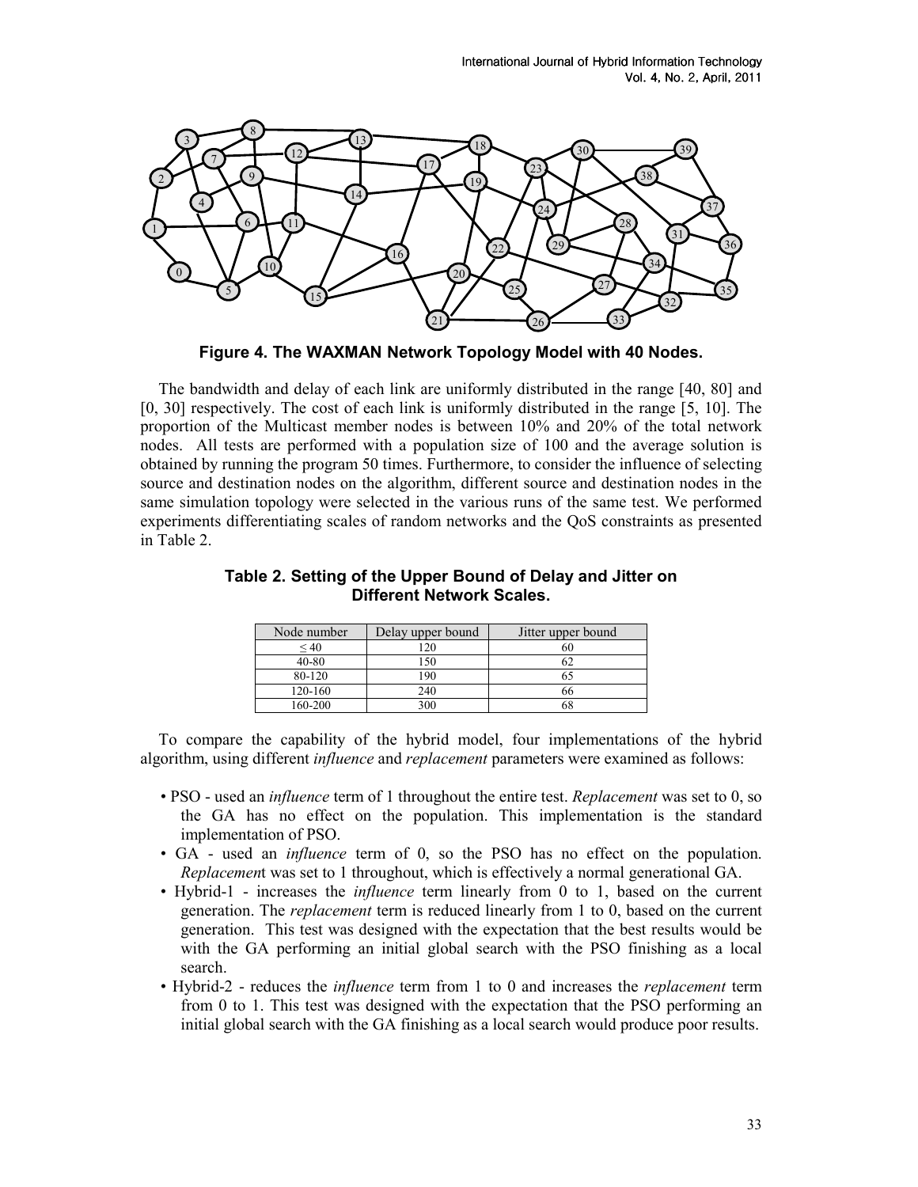**Figure 4. The WAXMAN Network Topology Model with 40 Nodes.**

The bandwidth and delay of each link are uniformly distributed in the range [40, 80] and [0, 30] respectively. The cost of each link is uniformly distributed in the range [5, 10]. The proportion of the Multicast member nodes is between 10% and 20% of the total network nodes. All tests are performed with a population size of 100 and the average solution is obtained by running the program 50 times. Furthermore, to consider the influence of selecting source and destination nodes on the algorithm, different source and destination nodes in the same simulation topology were selected in the various runs of the same test. We performed experiments differentiating scales of random networks and the QoS constraints as presented in Table 2.

**Table 2. Setting of the Upper Bound of Delay and Jitter on Different Network Scales.**

| Node number | Delay upper bound | Jitter upper bound |
|---|---|---|
| $\leq 40$ | 120 | 60 |
| 40-80 | 150 | 62 |
| 80-120 | 190 | 65 |
| 120-160 | 240 | 66 |
| 160-200 | 300 | 68 |

To compare the capability of the hybrid model, four implementations of the hybrid algorithm, using different *influence* and *replacement* parameters were examined as follows:

- PSO - used an *influence* term of 1 throughout the entire test. *Replacement* was set to 0, so the GA has no effect on the population. This implementation is the standard implementation of PSO.
- GA - used an *influence* term of 0, so the PSO has no effect on the population. *Replacemen*t was set to 1 throughout, which is effectively a normal generational GA.
- Hybrid-1 - increases the *influence* term linearly from 0 to 1, based on the current generation. The *replacement* term is reduced linearly from 1 to 0, based on the current generation. This test was designed with the expectation that the best results would be with the GA performing an initial global search with the PSO finishing as a local search.
- Hybrid-2 - reduces the *influence* term from 1 to 0 and increases the *replacement* term from 0 to 1. This test was designed with the expectation that the PSO performing an initial global search with the GA finishing as a local search would produce poor results.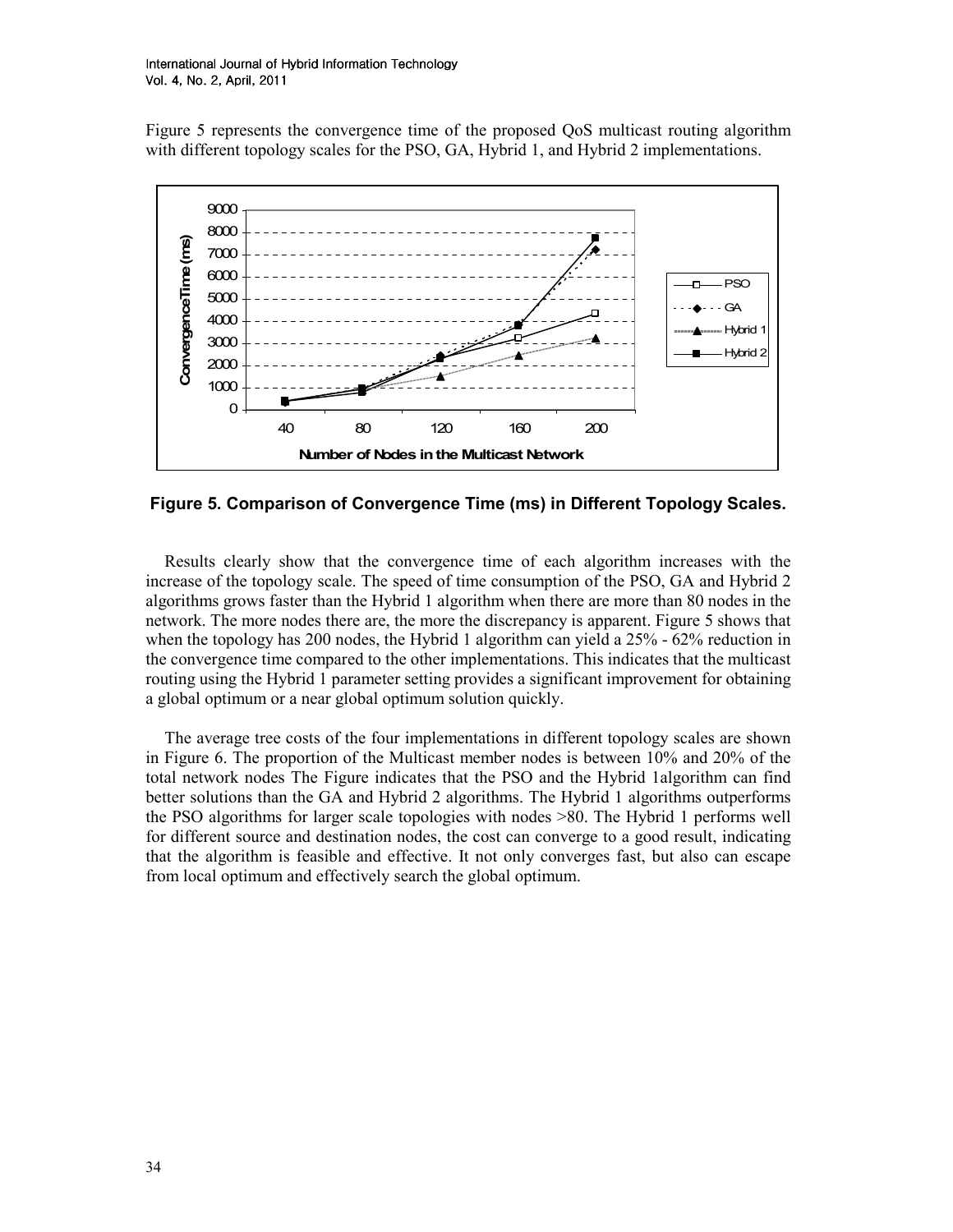Figure 5 represents the convergence time of the proposed QoS multicast routing algorithm with different topology scales for the PSO, GA, Hybrid 1, and Hybrid 2 implementations.

**Figure 5. Comparison of Convergence Time (ms) in Different Topology Scales.**

Results clearly show that the convergence time of each algorithm increases with the increase of the topology scale. The speed of time consumption of the PSO, GA and Hybrid 2 algorithms grows faster than the Hybrid 1 algorithm when there are more than 80 nodes in the network. The more nodes there are, the more the discrepancy is apparent. Figure 5 shows that when the topology has 200 nodes, the Hybrid 1 algorithm can yield a 25% - 62% reduction in the convergence time compared to the other implementations. This indicates that the multicast routing using the Hybrid 1 parameter setting provides a significant improvement for obtaining a global optimum or a near global optimum solution quickly.

The average tree costs of the four implementations in different topology scales are shown in Figure 6. The proportion of the Multicast member nodes is between 10% and 20% of the total network nodes The Figure indicates that the PSO and the Hybrid 1algorithm can find better solutions than the GA and Hybrid 2 algorithms. The Hybrid 1 algorithms outperforms the PSO algorithms for larger scale topologies with nodes >80. The Hybrid 1 performs well for different source and destination nodes, the cost can converge to a good result, indicating that the algorithm is feasible and effective. It not only converges fast, but also can escape from local optimum and effectively search the global optimum.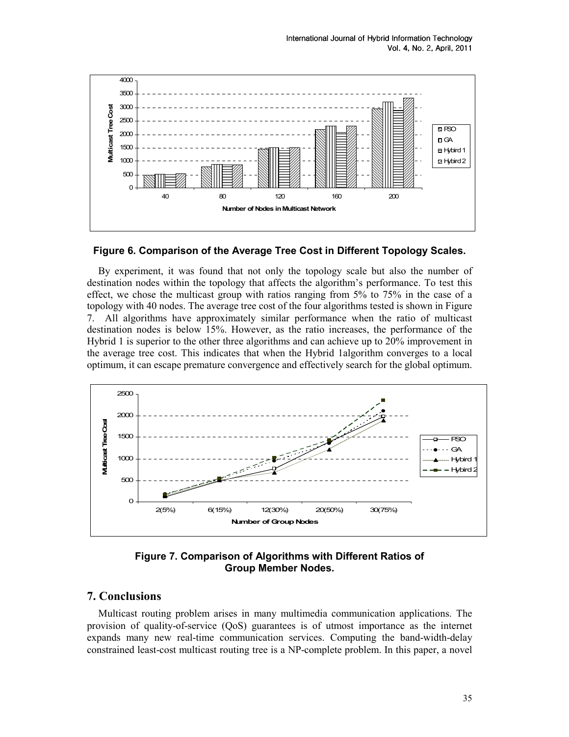Figure 6. Comparison of the Average Tree Cost in Different Topology Scales.

By experiment, it was found that not only the topology scale but also the number of destination nodes within the topology that affects the algorithm's performance. To test this effect, we chose the multicast group with ratios ranging from 5% to 75% in the case of a topology with 40 nodes. The average tree cost of the four algorithms tested is shown in Figure 7. All algorithms have approximately similar performance when the ratio of multicast destination nodes is below 15%. However, as the ratio increases, the performance of the Hybrid 1 is superior to the other three algorithms and can achieve up to 20% improvement in the average tree cost. This indicates that when the Hybrid 1algorithm converges to a local optimum, it can escape premature convergence and effectively search for the global optimum.

Figure 7. Comparison of Algorithms with Different Ratios of Group Member Nodes.

## 7. Conclusions

Multicast routing problem arises in many multimedia communication applications. The provision of quality-of-service (QoS) guarantees is of utmost importance as the internet expands many new real-time communication services. Computing the band-width-delay constrained least-cost multicast routing tree is a NP-complete problem. In this paper, a novel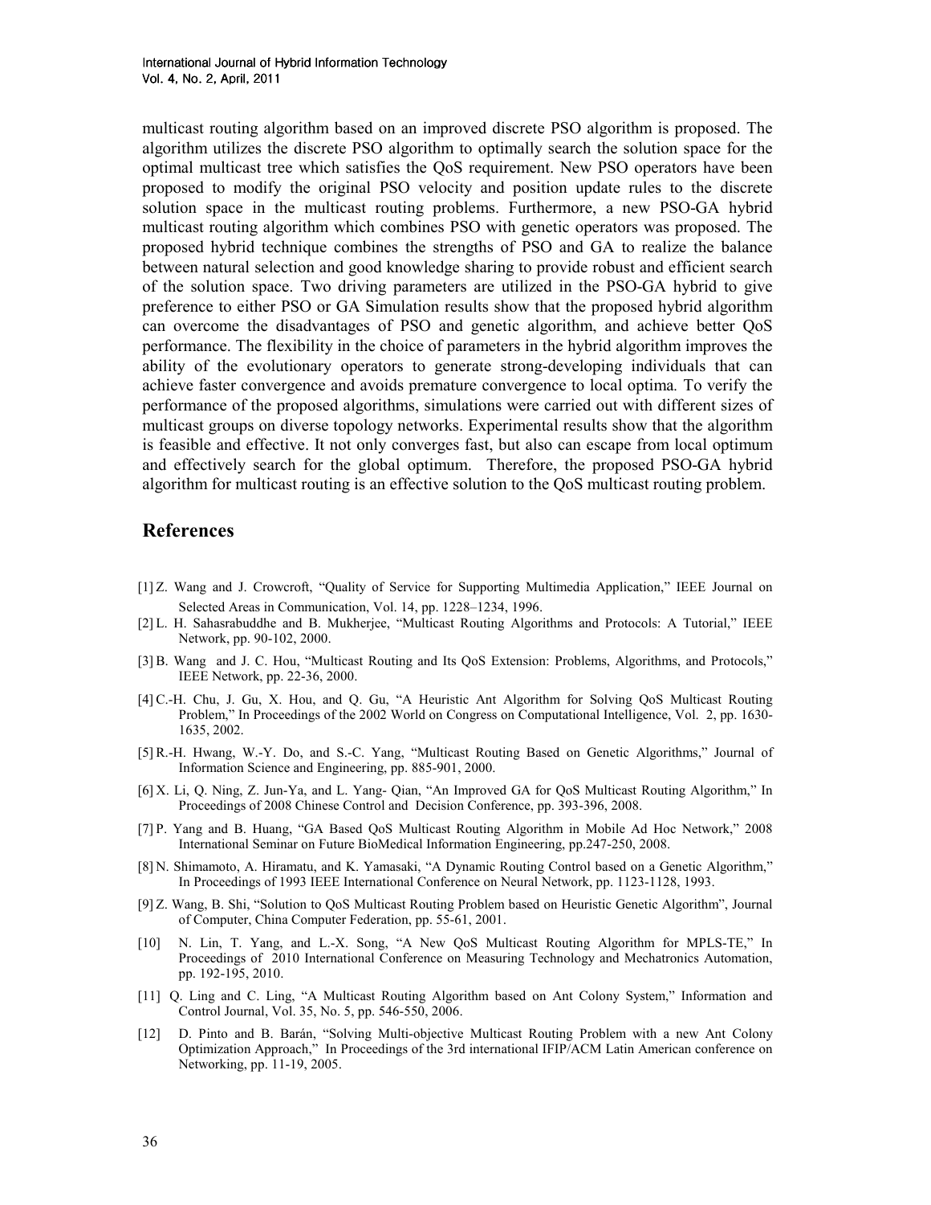multicast routing algorithm based on an improved discrete PSO algorithm is proposed. The algorithm utilizes the discrete PSO algorithm to optimally search the solution space for the optimal multicast tree which satisfies the QoS requirement. New PSO operators have been proposed to modify the original PSO velocity and position update rules to the discrete solution space in the multicast routing problems. Furthermore, a new PSO-GA hybrid multicast routing algorithm which combines PSO with genetic operators was proposed. The proposed hybrid technique combines the strengths of PSO and GA to realize the balance between natural selection and good knowledge sharing to provide robust and efficient search of the solution space. Two driving parameters are utilized in the PSO-GA hybrid to give preference to either PSO or GA Simulation results show that the proposed hybrid algorithm can overcome the disadvantages of PSO and genetic algorithm, and achieve better QoS performance. The flexibility in the choice of parameters in the hybrid algorithm improves the ability of the evolutionary operators to generate strong-developing individuals that can achieve faster convergence and avoids premature convergence to local optima. To verify the performance of the proposed algorithms, simulations were carried out with different sizes of multicast groups on diverse topology networks. Experimental results show that the algorithm is feasible and effective. It not only converges fast, but also can escape from local optimum and effectively search for the global optimum. Therefore, the proposed PSO-GA hybrid algorithm for multicast routing is an effective solution to the QoS multicast routing problem.

## References

[1] Z. Wang and J. Crowcroft, "Quality of Service for Supporting Multimedia Application," IEEE Journal on Selected Areas in Communication, Vol. 14, pp. 1228–1234, 1996.

[2] L. H. Sahasrabuddhe and B. Mukherjee, "Multicast Routing Algorithms and Protocols: A Tutorial," IEEE Network, pp. 90-102, 2000.

[3] B. Wang and J. C. Hou, "Multicast Routing and Its QoS Extension: Problems, Algorithms, and Protocols," IEEE Network, pp. 22-36, 2000.

[4] C.-H. Chu, J. Gu, X. Hou, and Q. Gu, "A Heuristic Ant Algorithm for Solving QoS Multicast Routing Problem," In Proceedings of the 2002 World on Congress on Computational Intelligence, Vol. 2, pp. 1630-1635, 2002.

[5] R.-H. Hwang, W.-Y. Do, and S.-C. Yang, "Multicast Routing Based on Genetic Algorithms," Journal of Information Science and Engineering, pp. 885-901, 2000.

[6] X. Li, Q. Ning, Z. Jun-Ya, and L. Yang- Qian, "An Improved GA for QoS Multicast Routing Algorithm," In Proceedings of 2008 Chinese Control and Decision Conference, pp. 393-396, 2008.

[7] P. Yang and B. Huang, "GA Based QoS Multicast Routing Algorithm in Mobile Ad Hoc Network," 2008 International Seminar on Future BioMedical Information Engineering, pp.247-250, 2008.

[8] N. Shimamoto, A. Hiramatu, and K. Yamasaki, "A Dynamic Routing Control based on a Genetic Algorithm," In Proceedings of 1993 IEEE International Conference on Neural Network, pp. 1123-1128, 1993.

[9] Z. Wang, B. Shi, "Solution to QoS Multicast Routing Problem based on Heuristic Genetic Algorithm", Journal of Computer, China Computer Federation, pp. 55-61, 2001.

[10] N. Lin, T. Yang, and L.-X. Song, "A New QoS Multicast Routing Algorithm for MPLS-TE," In Proceedings of 2010 International Conference on Measuring Technology and Mechatronics Automation, pp. 192-195, 2010.

[11] Q. Ling and C. Ling, "A Multicast Routing Algorithm based on Ant Colony System," Information and Control Journal, Vol. 35, No. 5, pp. 546-550, 2006.

[12] D. Pinto and B. Barán, "Solving Multi-objective Multicast Routing Problem with a new Ant Colony Optimization Approach," In Proceedings of the 3rd international IFIP/ACM Latin American conference on Networking, pp. 11-19, 2005.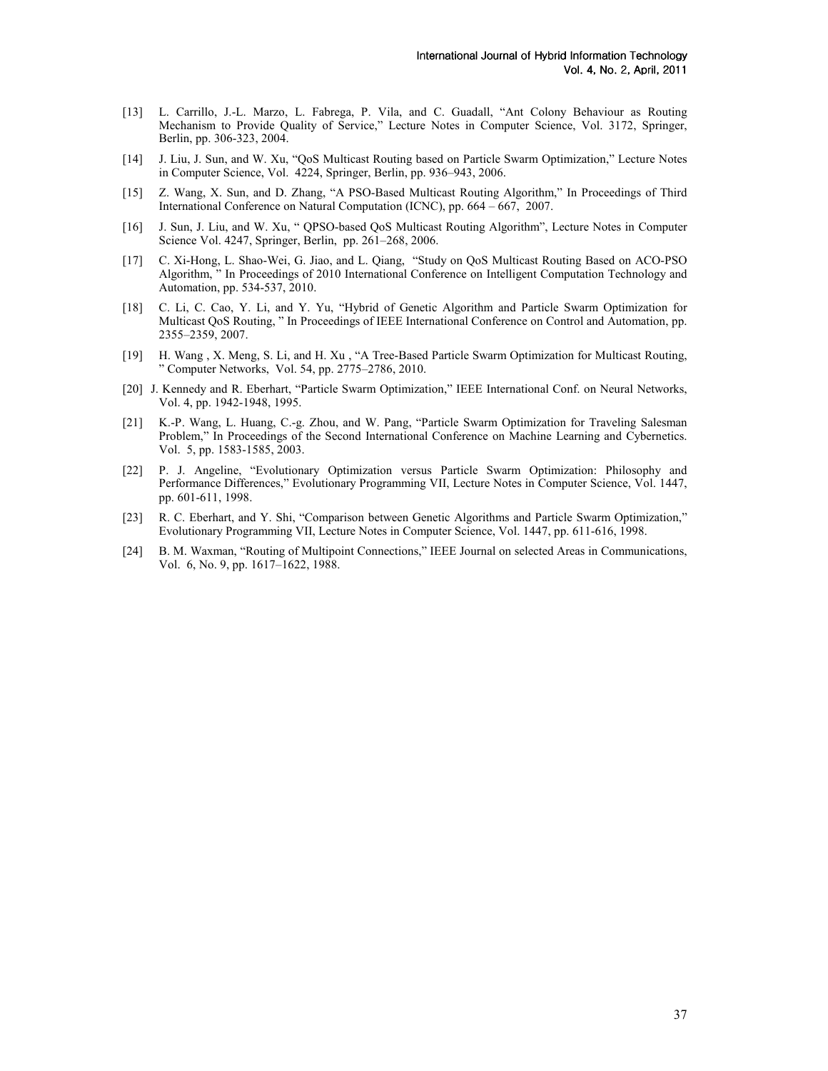[13] L. Carrillo, J.-L. Marzo, L. Fabrega, P. Vila, and C. Guadall, "Ant Colony Behaviour as Routing Mechanism to Provide Quality of Service," Lecture Notes in Computer Science, Vol. 3172, Springer, Berlin, pp. 306-323, 2004.

[14] J. Liu, J. Sun, and W. Xu, "QoS Multicast Routing based on Particle Swarm Optimization," Lecture Notes in Computer Science, Vol. 4224, Springer, Berlin, pp. 936–943, 2006.

[15] Z. Wang, X. Sun, and D. Zhang, "A PSO-Based Multicast Routing Algorithm," In Proceedings of Third International Conference on Natural Computation (ICNC), pp. 664 – 667, 2007.

[16] J. Sun, J. Liu, and W. Xu, " QPSO-based QoS Multicast Routing Algorithm", Lecture Notes in Computer Science Vol. 4247, Springer, Berlin, pp. 261–268, 2006.

[17] C. Xi-Hong, L. Shao-Wei, G. Jiao, and L. Qiang, "Study on QoS Multicast Routing Based on ACO-PSO Algorithm, " In Proceedings of 2010 International Conference on Intelligent Computation Technology and Automation, pp. 534-537, 2010.

[18] C. Li, C. Cao, Y. Li, and Y. Yu, "Hybrid of Genetic Algorithm and Particle Swarm Optimization for Multicast QoS Routing, " In Proceedings of IEEE International Conference on Control and Automation, pp. 2355–2359, 2007.

[19] H. Wang , X. Meng, S. Li, and H. Xu , "A Tree-Based Particle Swarm Optimization for Multicast Routing, " Computer Networks, Vol. 54, pp. 2775–2786, 2010.

[20] J. Kennedy and R. Eberhart, "Particle Swarm Optimization," IEEE International Conf. on Neural Networks, Vol. 4, pp. 1942-1948, 1995.

[21] K.-P. Wang, L. Huang, C.-g. Zhou, and W. Pang, "Particle Swarm Optimization for Traveling Salesman Problem," In Proceedings of the Second International Conference on Machine Learning and Cybernetics. Vol. 5, pp. 1583-1585, 2003.

[22] P. J. Angeline, "Evolutionary Optimization versus Particle Swarm Optimization: Philosophy and Performance Differences," Evolutionary Programming VII, Lecture Notes in Computer Science, Vol. 1447, pp. 601-611, 1998.

[23] R. C. Eberhart, and Y. Shi, "Comparison between Genetic Algorithms and Particle Swarm Optimization," Evolutionary Programming VII, Lecture Notes in Computer Science, Vol. 1447, pp. 611-616, 1998.

[24] B. M. Waxman, "Routing of Multipoint Connections," IEEE Journal on selected Areas in Communications, Vol. 6, No. 9, pp. 1617–1622, 1988.